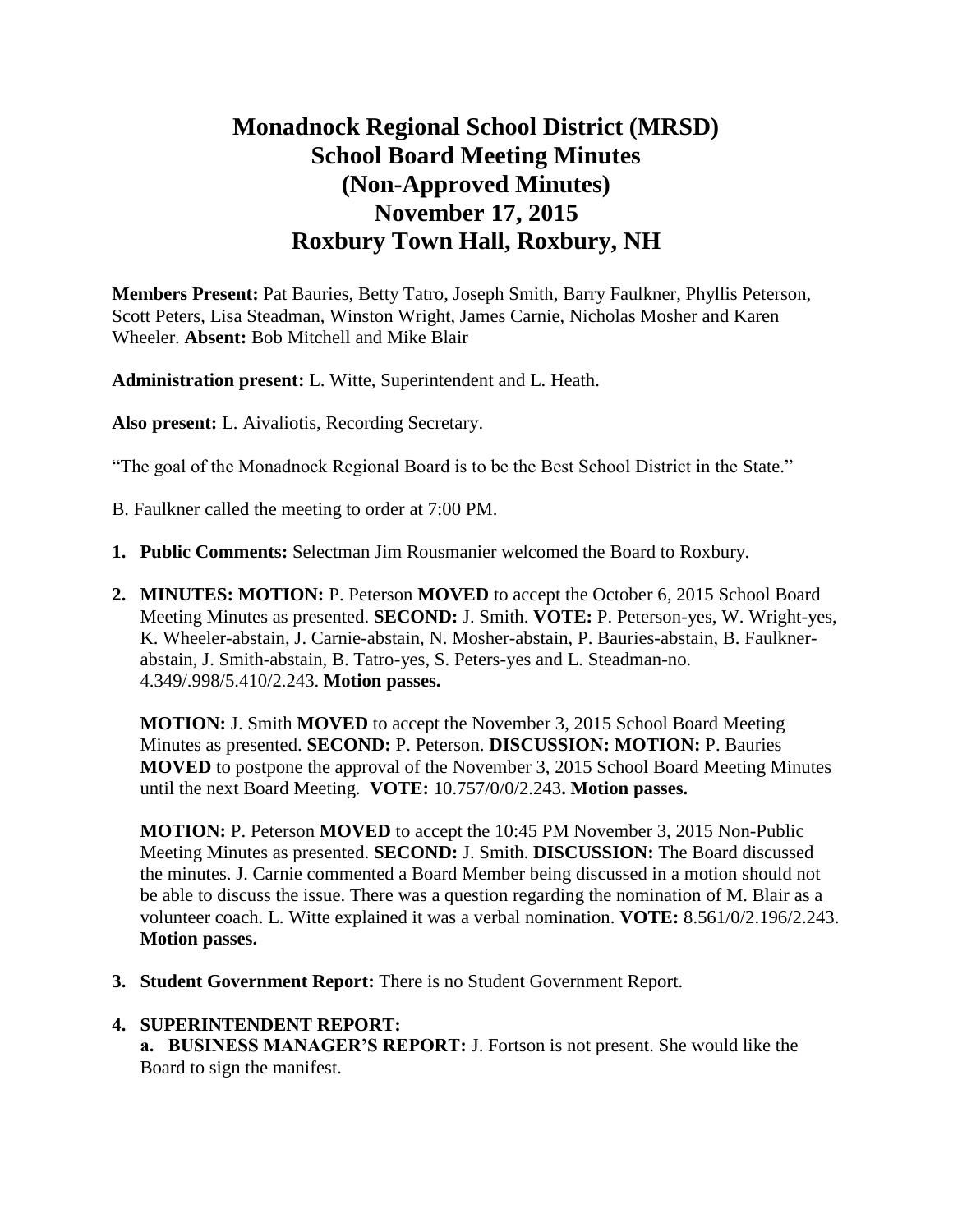# Monadnock Regional School District (MRSD)
# School Board Meeting Minutes
# (Non-Approved Minutes)
# November 17, 2015
# Roxbury Town Hall, Roxbury, NH

**Members Present:** Pat Bauries, Betty Tatro, Joseph Smith, Barry Faulkner, Phyllis Peterson, Scott Peters, Lisa Steadman, Winston Wright, James Carnie, Nicholas Mosher and Karen Wheeler. **Absent:** Bob Mitchell and Mike Blair

**Administration present:** L. Witte, Superintendent and L. Heath.

**Also present:** L. Aivaliotis, Recording Secretary.

"The goal of the Monadnock Regional Board is to be the Best School District in the State."

B. Faulkner called the meeting to order at 7:00 PM.

1. **Public Comments:** Selectman Jim Rousmanier welcomed the Board to Roxbury.

2. **MINUTES: MOTION:** P. Peterson **MOVED** to accept the October 6, 2015 School Board Meeting Minutes as presented. **SECOND:** J. Smith. **VOTE:** P. Peterson-yes, W. Wright-yes, K. Wheeler-abstain, J. Carnie-abstain, N. Mosher-abstain, P. Bauries-abstain, B. Faulkner-abstain, J. Smith-abstain, B. Tatro-yes, S. Peters-yes and L. Steadman-no. 4.349/.998/5.410/2.243. **Motion passes.**

   **MOTION:** J. Smith **MOVED** to accept the November 3, 2015 School Board Meeting Minutes as presented. **SECOND:** P. Peterson. **DISCUSSION: MOTION:** P. Bauries **MOVED** to postpone the approval of the November 3, 2015 School Board Meeting Minutes until the next Board Meeting. **VOTE:** 10.757/0/0/2.243**. Motion passes.**

   **MOTION:** P. Peterson **MOVED** to accept the 10:45 PM November 3, 2015 Non-Public Meeting Minutes as presented. **SECOND:** J. Smith. **DISCUSSION:** The Board discussed the minutes. J. Carnie commented a Board Member being discussed in a motion should not be able to discuss the issue. There was a question regarding the nomination of M. Blair as a volunteer coach. L. Witte explained it was a verbal nomination. **VOTE:** 8.561/0/2.196/2.243. **Motion passes.**

3. **Student Government Report:** There is no Student Government Report.

4. **SUPERINTENDENT REPORT:**

   **a. BUSINESS MANAGER'S REPORT:** J. Fortson is not present. She would like the Board to sign the manifest.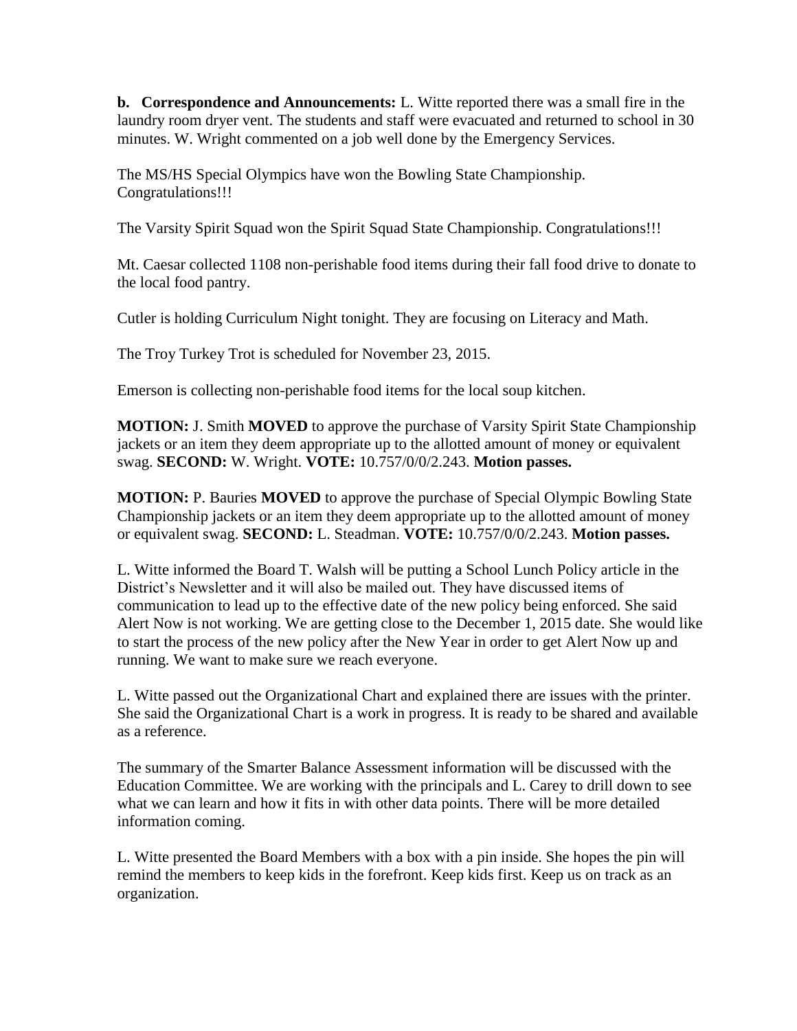**b. Correspondence and Announcements:** L. Witte reported there was a small fire in the laundry room dryer vent. The students and staff were evacuated and returned to school in 30 minutes. W. Wright commented on a job well done by the Emergency Services.

The MS/HS Special Olympics have won the Bowling State Championship. Congratulations!!!

The Varsity Spirit Squad won the Spirit Squad State Championship. Congratulations!!!

Mt. Caesar collected 1108 non-perishable food items during their fall food drive to donate to the local food pantry.

Cutler is holding Curriculum Night tonight. They are focusing on Literacy and Math.

The Troy Turkey Trot is scheduled for November 23, 2015.

Emerson is collecting non-perishable food items for the local soup kitchen.

**MOTION:** J. Smith **MOVED** to approve the purchase of Varsity Spirit State Championship jackets or an item they deem appropriate up to the allotted amount of money or equivalent swag. **SECOND:** W. Wright. **VOTE:** 10.757/0/0/2.243. **Motion passes.**

**MOTION:** P. Bauries **MOVED** to approve the purchase of Special Olympic Bowling State Championship jackets or an item they deem appropriate up to the allotted amount of money or equivalent swag. **SECOND:** L. Steadman. **VOTE:** 10.757/0/0/2.243. **Motion passes.**

L. Witte informed the Board T. Walsh will be putting a School Lunch Policy article in the District's Newsletter and it will also be mailed out. They have discussed items of communication to lead up to the effective date of the new policy being enforced. She said Alert Now is not working. We are getting close to the December 1, 2015 date. She would like to start the process of the new policy after the New Year in order to get Alert Now up and running. We want to make sure we reach everyone.

L. Witte passed out the Organizational Chart and explained there are issues with the printer. She said the Organizational Chart is a work in progress. It is ready to be shared and available as a reference.

The summary of the Smarter Balance Assessment information will be discussed with the Education Committee. We are working with the principals and L. Carey to drill down to see what we can learn and how it fits in with other data points. There will be more detailed information coming.

L. Witte presented the Board Members with a box with a pin inside. She hopes the pin will remind the members to keep kids in the forefront. Keep kids first. Keep us on track as an organization.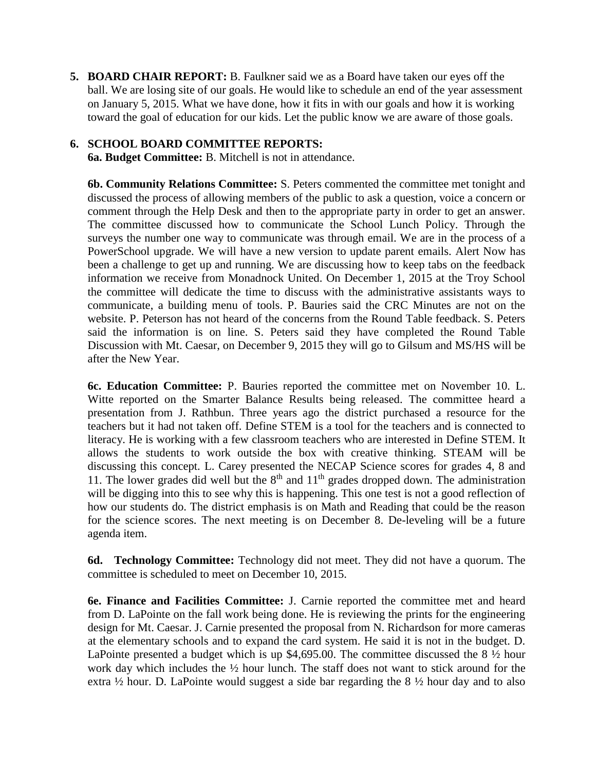**5. BOARD CHAIR REPORT:** B. Faulkner said we as a Board have taken our eyes off the ball. We are losing site of our goals. He would like to schedule an end of the year assessment on January 5, 2015. What we have done, how it fits in with our goals and how it is working toward the goal of education for our kids. Let the public know we are aware of those goals.

**6. SCHOOL BOARD COMMITTEE REPORTS:**

**6a. Budget Committee:** B. Mitchell is not in attendance.

**6b. Community Relations Committee:** S. Peters commented the committee met tonight and discussed the process of allowing members of the public to ask a question, voice a concern or comment through the Help Desk and then to the appropriate party in order to get an answer. The committee discussed how to communicate the School Lunch Policy. Through the surveys the number one way to communicate was through email. We are in the process of a PowerSchool upgrade. We will have a new version to update parent emails. Alert Now has been a challenge to get up and running. We are discussing how to keep tabs on the feedback information we receive from Monadnock United. On December 1, 2015 at the Troy School the committee will dedicate the time to discuss with the administrative assistants ways to communicate, a building menu of tools. P. Bauries said the CRC Minutes are not on the website. P. Peterson has not heard of the concerns from the Round Table feedback. S. Peters said the information is on line. S. Peters said they have completed the Round Table Discussion with Mt. Caesar, on December 9, 2015 they will go to Gilsum and MS/HS will be after the New Year.

**6c. Education Committee:** P. Bauries reported the committee met on November 10. L. Witte reported on the Smarter Balance Results being released. The committee heard a presentation from J. Rathbun. Three years ago the district purchased a resource for the teachers but it had not taken off. Define STEM is a tool for the teachers and is connected to literacy. He is working with a few classroom teachers who are interested in Define STEM. It allows the students to work outside the box with creative thinking. STEAM will be discussing this concept. L. Carey presented the NECAP Science scores for grades 4, 8 and 11. The lower grades did well but the 8th and 11th grades dropped down. The administration will be digging into this to see why this is happening. This one test is not a good reflection of how our students do. The district emphasis is on Math and Reading that could be the reason for the science scores. The next meeting is on December 8. De-leveling will be a future agenda item.

**6d. Technology Committee:** Technology did not meet. They did not have a quorum. The committee is scheduled to meet on December 10, 2015.

**6e. Finance and Facilities Committee:** J. Carnie reported the committee met and heard from D. LaPointe on the fall work being done. He is reviewing the prints for the engineering design for Mt. Caesar. J. Carnie presented the proposal from N. Richardson for more cameras at the elementary schools and to expand the card system. He said it is not in the budget. D. LaPointe presented a budget which is up $4,695.00. The committee discussed the 8 ½ hour work day which includes the ½ hour lunch. The staff does not want to stick around for the extra ½ hour. D. LaPointe would suggest a side bar regarding the 8 ½ hour day and to also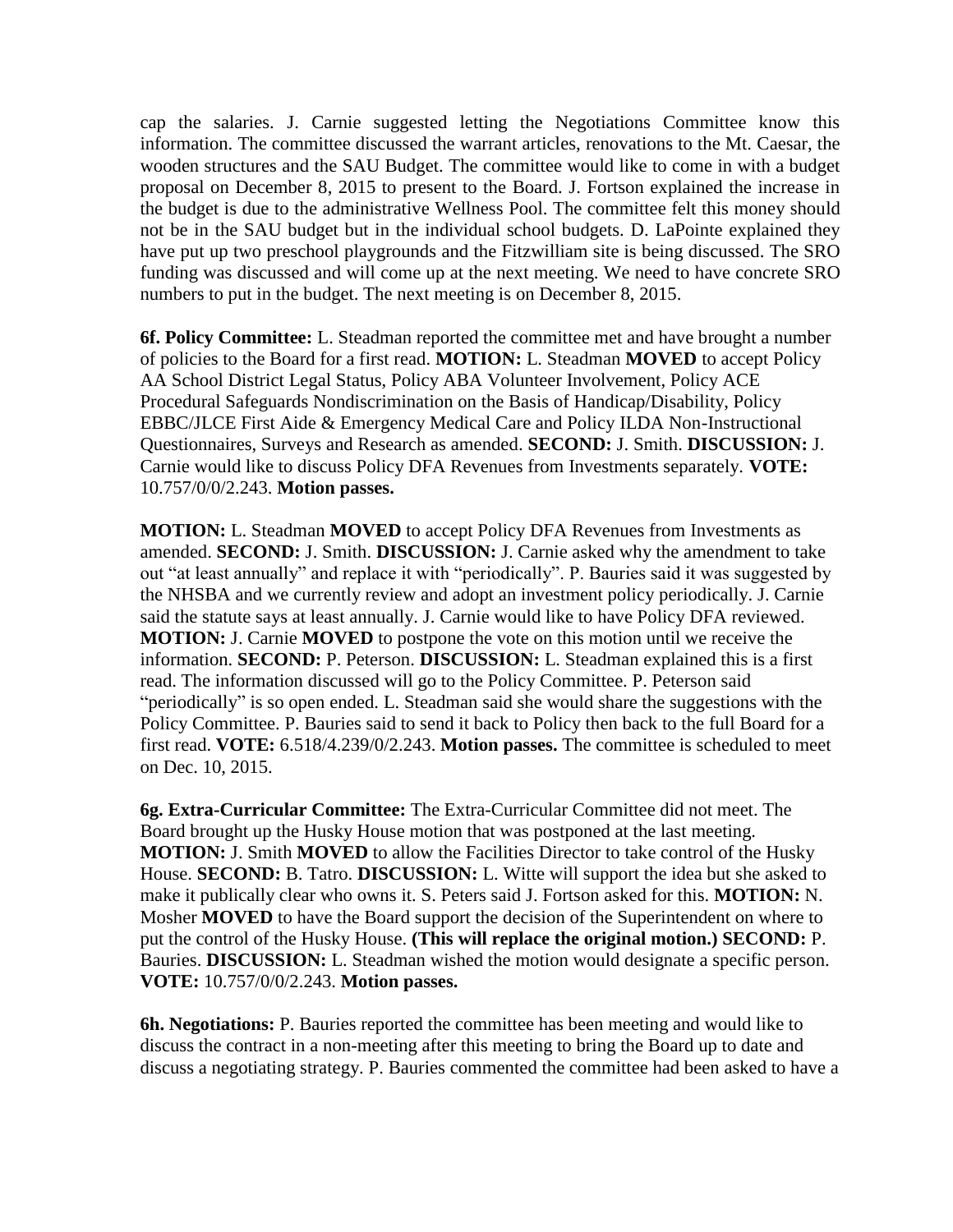cap the salaries. J. Carnie suggested letting the Negotiations Committee know this information. The committee discussed the warrant articles, renovations to the Mt. Caesar, the wooden structures and the SAU Budget. The committee would like to come in with a budget proposal on December 8, 2015 to present to the Board. J. Fortson explained the increase in the budget is due to the administrative Wellness Pool. The committee felt this money should not be in the SAU budget but in the individual school budgets. D. LaPointe explained they have put up two preschool playgrounds and the Fitzwilliam site is being discussed. The SRO funding was discussed and will come up at the next meeting. We need to have concrete SRO numbers to put in the budget. The next meeting is on December 8, 2015.

**6f. Policy Committee:** L. Steadman reported the committee met and have brought a number of policies to the Board for a first read. **MOTION:** L. Steadman **MOVED** to accept Policy AA School District Legal Status, Policy ABA Volunteer Involvement, Policy ACE Procedural Safeguards Nondiscrimination on the Basis of Handicap/Disability, Policy EBBC/JLCE First Aide & Emergency Medical Care and Policy ILDA Non-Instructional Questionnaires, Surveys and Research as amended. **SECOND:** J. Smith. **DISCUSSION:** J. Carnie would like to discuss Policy DFA Revenues from Investments separately. **VOTE:** 10.757/0/0/2.243. **Motion passes.**

**MOTION:** L. Steadman **MOVED** to accept Policy DFA Revenues from Investments as amended. **SECOND:** J. Smith. **DISCUSSION:** J. Carnie asked why the amendment to take out "at least annually" and replace it with "periodically". P. Bauries said it was suggested by the NHSBA and we currently review and adopt an investment policy periodically. J. Carnie said the statute says at least annually. J. Carnie would like to have Policy DFA reviewed. **MOTION:** J. Carnie **MOVED** to postpone the vote on this motion until we receive the information. **SECOND:** P. Peterson. **DISCUSSION:** L. Steadman explained this is a first read. The information discussed will go to the Policy Committee. P. Peterson said "periodically" is so open ended. L. Steadman said she would share the suggestions with the Policy Committee. P. Bauries said to send it back to Policy then back to the full Board for a first read. **VOTE:** 6.518/4.239/0/2.243. **Motion passes.** The committee is scheduled to meet on Dec. 10, 2015.

**6g. Extra-Curricular Committee:** The Extra-Curricular Committee did not meet. The Board brought up the Husky House motion that was postponed at the last meeting. **MOTION:** J. Smith **MOVED** to allow the Facilities Director to take control of the Husky House. **SECOND:** B. Tatro. **DISCUSSION:** L. Witte will support the idea but she asked to make it publically clear who owns it. S. Peters said J. Fortson asked for this. **MOTION:** N. Mosher **MOVED** to have the Board support the decision of the Superintendent on where to put the control of the Husky House. **(This will replace the original motion.) SECOND:** P. Bauries. **DISCUSSION:** L. Steadman wished the motion would designate a specific person. **VOTE:** 10.757/0/0/2.243. **Motion passes.**

**6h. Negotiations:** P. Bauries reported the committee has been meeting and would like to discuss the contract in a non-meeting after this meeting to bring the Board up to date and discuss a negotiating strategy. P. Bauries commented the committee had been asked to have a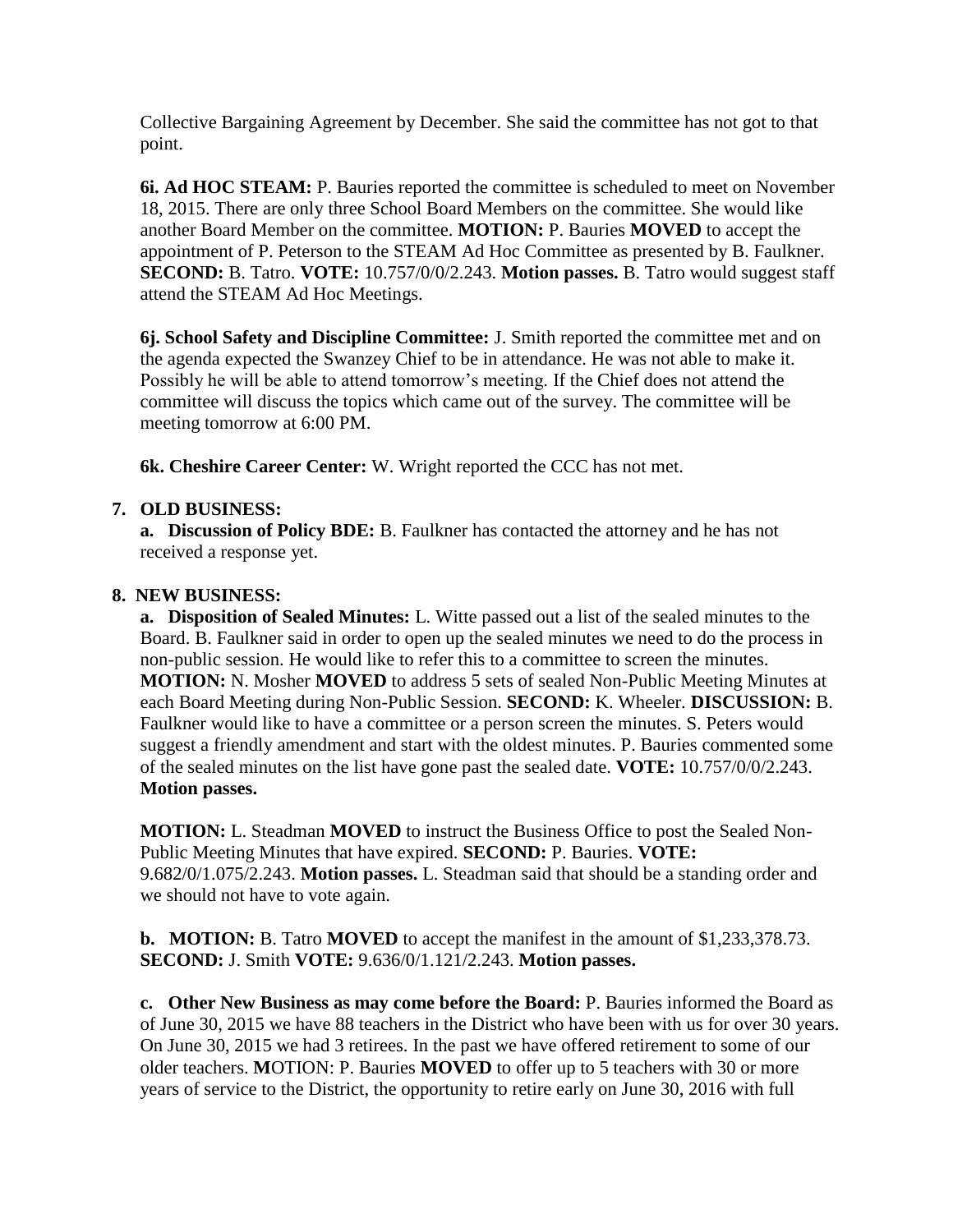Collective Bargaining Agreement by December. She said the committee has not got to that point.

**6i. Ad HOC STEAM:** P. Bauries reported the committee is scheduled to meet on November 18, 2015. There are only three School Board Members on the committee. She would like another Board Member on the committee. **MOTION:** P. Bauries **MOVED** to accept the appointment of P. Peterson to the STEAM Ad Hoc Committee as presented by B. Faulkner. **SECOND:** B. Tatro. **VOTE:** 10.757/0/0/2.243. **Motion passes.** B. Tatro would suggest staff attend the STEAM Ad Hoc Meetings.

**6j. School Safety and Discipline Committee:** J. Smith reported the committee met and on the agenda expected the Swanzey Chief to be in attendance. He was not able to make it. Possibly he will be able to attend tomorrow's meeting. If the Chief does not attend the committee will discuss the topics which came out of the survey. The committee will be meeting tomorrow at 6:00 PM.

**6k. Cheshire Career Center:** W. Wright reported the CCC has not met.

**7. OLD BUSINESS:**

**a. Discussion of Policy BDE:** B. Faulkner has contacted the attorney and he has not received a response yet.

**8. NEW BUSINESS:**

**a. Disposition of Sealed Minutes:** L. Witte passed out a list of the sealed minutes to the Board. B. Faulkner said in order to open up the sealed minutes we need to do the process in non-public session. He would like to refer this to a committee to screen the minutes. **MOTION:** N. Mosher **MOVED** to address 5 sets of sealed Non-Public Meeting Minutes at each Board Meeting during Non-Public Session. **SECOND:** K. Wheeler. **DISCUSSION:** B. Faulkner would like to have a committee or a person screen the minutes. S. Peters would suggest a friendly amendment and start with the oldest minutes. P. Bauries commented some of the sealed minutes on the list have gone past the sealed date. **VOTE:** 10.757/0/0/2.243. **Motion passes.**

**MOTION:** L. Steadman **MOVED** to instruct the Business Office to post the Sealed Non-Public Meeting Minutes that have expired. **SECOND:** P. Bauries. **VOTE:** 9.682/0/1.075/2.243. **Motion passes.** L. Steadman said that should be a standing order and we should not have to vote again.

**b. MOTION:** B. Tatro **MOVED** to accept the manifest in the amount of $1,233,378.73. **SECOND:** J. Smith **VOTE:** 9.636/0/1.121/2.243. **Motion passes.**

**c. Other New Business as may come before the Board:** P. Bauries informed the Board as of June 30, 2015 we have 88 teachers in the District who have been with us for over 30 years. On June 30, 2015 we had 3 retirees. In the past we have offered retirement to some of our older teachers. **M**OTION: P. Bauries **MOVED** to offer up to 5 teachers with 30 or more years of service to the District, the opportunity to retire early on June 30, 2016 with full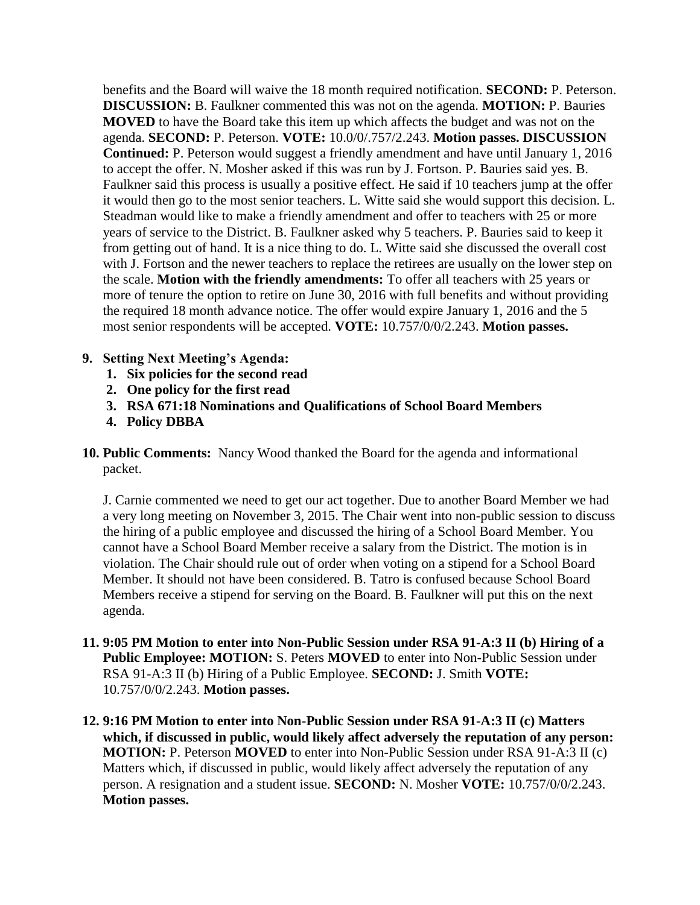benefits and the Board will waive the 18 month required notification. **SECOND:** P. Peterson. **DISCUSSION:** B. Faulkner commented this was not on the agenda. **MOTION:** P. Bauries **MOVED** to have the Board take this item up which affects the budget and was not on the agenda. **SECOND:** P. Peterson. **VOTE:** 10.0/0/.757/2.243. **Motion passes. DISCUSSION Continued:** P. Peterson would suggest a friendly amendment and have until January 1, 2016 to accept the offer. N. Mosher asked if this was run by J. Fortson. P. Bauries said yes. B. Faulkner said this process is usually a positive effect. He said if 10 teachers jump at the offer it would then go to the most senior teachers. L. Witte said she would support this decision. L. Steadman would like to make a friendly amendment and offer to teachers with 25 or more years of service to the District. B. Faulkner asked why 5 teachers. P. Bauries said to keep it from getting out of hand. It is a nice thing to do. L. Witte said she discussed the overall cost with J. Fortson and the newer teachers to replace the retirees are usually on the lower step on the scale. **Motion with the friendly amendments:** To offer all teachers with 25 years or more of tenure the option to retire on June 30, 2016 with full benefits and without providing the required 18 month advance notice. The offer would expire January 1, 2016 and the 5 most senior respondents will be accepted. **VOTE:** 10.757/0/0/2.243. **Motion passes.**

**9. Setting Next Meeting's Agenda:**
   1. **Six policies for the second read**
   2. **One policy for the first read**
   3. **RSA 671:18 Nominations and Qualifications of School Board Members**
   4. **Policy DBBA**

**10. Public Comments:** Nancy Wood thanked the Board for the agenda and informational packet.

J. Carnie commented we need to get our act together. Due to another Board Member we had a very long meeting on November 3, 2015. The Chair went into non-public session to discuss the hiring of a public employee and discussed the hiring of a School Board Member. You cannot have a School Board Member receive a salary from the District. The motion is in violation. The Chair should rule out of order when voting on a stipend for a School Board Member. It should not have been considered. B. Tatro is confused because School Board Members receive a stipend for serving on the Board. B. Faulkner will put this on the next agenda.

**11. 9:05 PM Motion to enter into Non-Public Session under RSA 91-A:3 II (b) Hiring of a Public Employee: MOTION:** S. Peters **MOVED** to enter into Non-Public Session under RSA 91-A:3 II (b) Hiring of a Public Employee. **SECOND:** J. Smith **VOTE:** 10.757/0/0/2.243. **Motion passes.**

**12. 9:16 PM Motion to enter into Non-Public Session under RSA 91-A:3 II (c) Matters which, if discussed in public, would likely affect adversely the reputation of any person: MOTION:** P. Peterson **MOVED** to enter into Non-Public Session under RSA 91-A:3 II (c) Matters which, if discussed in public, would likely affect adversely the reputation of any person. A resignation and a student issue. **SECOND:** N. Mosher **VOTE:** 10.757/0/0/2.243. **Motion passes.**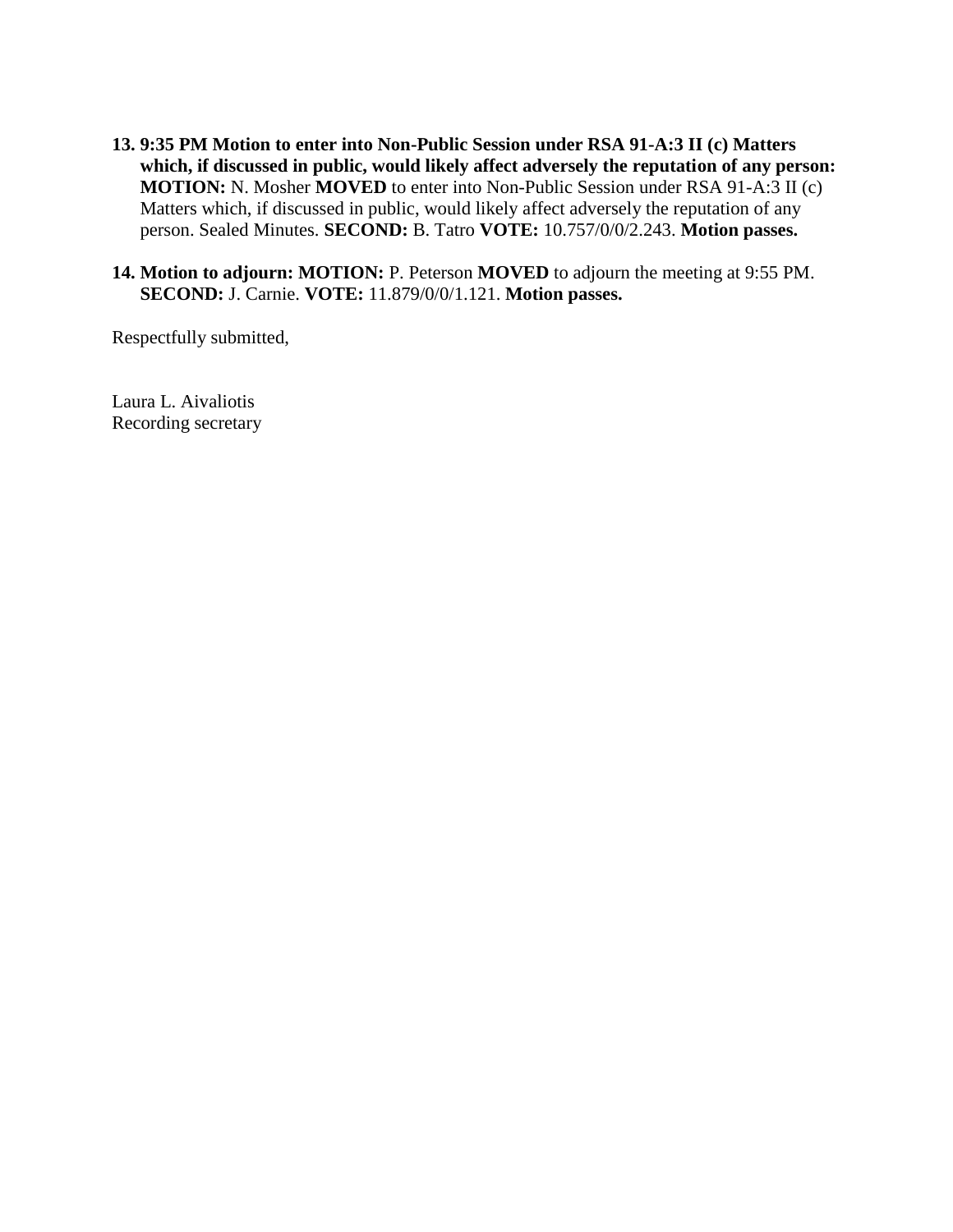13. **9:35 PM Motion to enter into Non-Public Session under RSA 91-A:3 II (c) Matters which, if discussed in public, would likely affect adversely the reputation of any person: MOTION:** N. Mosher **MOVED** to enter into Non-Public Session under RSA 91-A:3 II (c) Matters which, if discussed in public, would likely affect adversely the reputation of any person. Sealed Minutes. **SECOND:** B. Tatro **VOTE:** 10.757/0/0/2.243. **Motion passes.**

14. **Motion to adjourn: MOTION:** P. Peterson **MOVED** to adjourn the meeting at 9:55 PM. **SECOND:** J. Carnie. **VOTE:** 11.879/0/0/1.121. **Motion passes.**

Respectfully submitted,

Laura L. Aivaliotis
Recording secretary